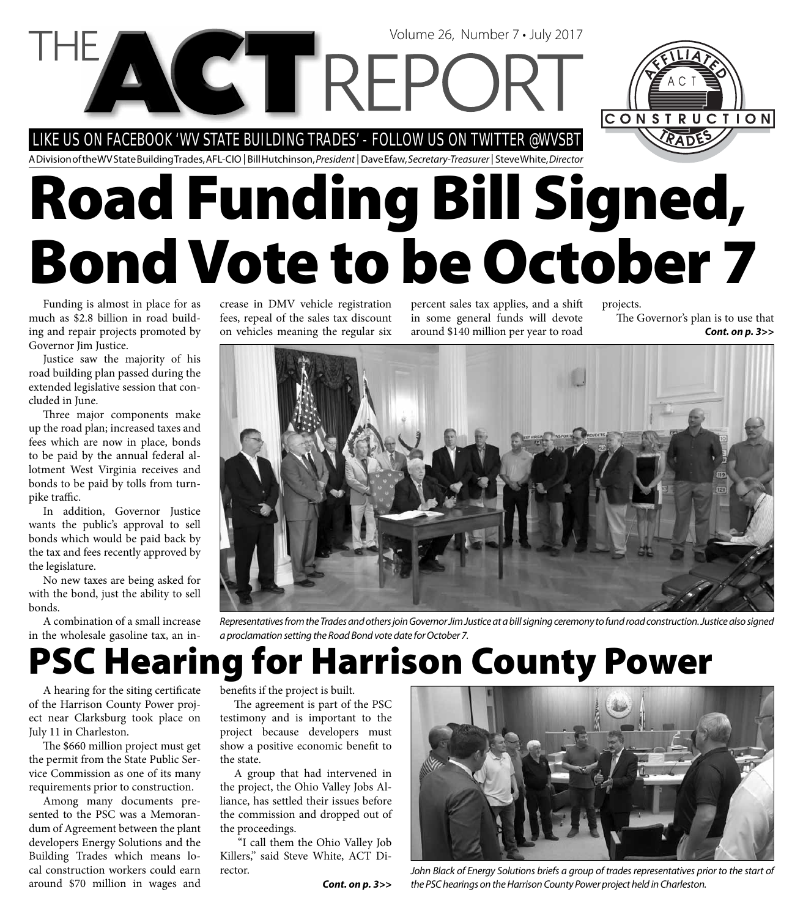# THE ACT REPORT

Volume 26, Number 7 • July 2017

LIKE US ON FACEBOOK 'WV STATE BUILDING TRADES' - FOLLOW US ON TWITTER @WVSBT

A Division of the WV State Building Trades, AFL-CIO | Bill Hutchinson, *President* | Dave Efaw, *Secretary-Treasurer* | Steve White, *Director*

# Road Funding Bill Signed, Bond Vote to be October 7

Funding is almost in place for as much as $2.8 billion in road building and repair projects promoted by Governor Jim Justice.

Justice saw the majority of his road building plan passed during the extended legislative session that concluded in June.

Three major components make up the road plan; increased taxes and fees which are now in place, bonds to be paid by the annual federal allotment West Virginia receives and bonds to be paid by tolls from turnpike traffic.

In addition, Governor Justice wants the public's approval to sell bonds which would be paid back by the tax and fees recently approved by the legislature.

No new taxes are being asked for with the bond, just the ability to sell bonds.

A combination of a small increase in the wholesale gasoline tax, an increase in DMV vehicle registration fees, repeal of the sales tax discount on vehicles meaning the regular six percent sales tax applies, and a shift in some general funds will devote around $140 million per year to road projects.

The Governor's plan is to use that ***Cont. on p. 3>>***

*Representatives from the Trades and others join Governor Jim Justice at a bill signing ceremony to fund road construction. Justice also signed a proclamation setting the Road Bond vote date for October 7.*

# PSC Hearing for Harrison County Power

A hearing for the siting certificate of the Harrison County Power project near Clarksburg took place on July 11 in Charleston.

The $660 million project must get the permit from the State Public Service Commission as one of its many requirements prior to construction.

Among many documents presented to the PSC was a Memorandum of Agreement between the plant developers Energy Solutions and the Building Trades which means local construction workers could earn around $70 million in wages and benefits if the project is built.

The agreement is part of the PSC testimony and is important to the project because developers must show a positive economic benefit to the state.

A group that had intervened in the project, the Ohio Valley Jobs Alliance, has settled their issues before the commission and dropped out of the proceedings.

"I call them the Ohio Valley Job Killers," said Steve White, ACT Director.

***Cont. on p. 3>>***

*John Black of Energy Solutions briefs a group of trades representatives prior to the start of the PSC hearings on the Harrison County Power project held in Charleston.*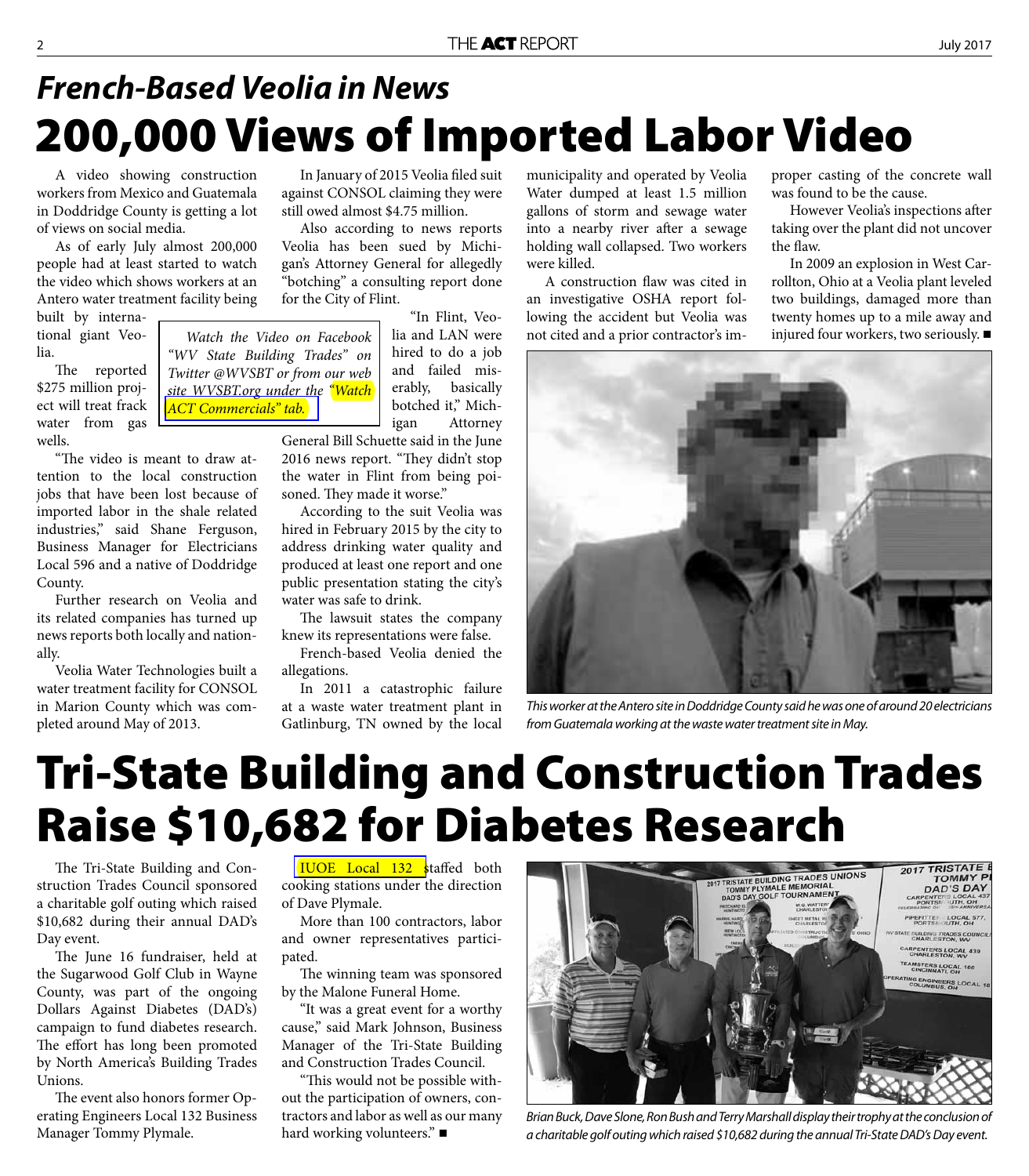## *French-Based Veolia in News*

# 200,000 Views of Imported Labor Video

A video showing construction workers from Mexico and Guatemala in Doddridge County is getting a lot of views on social media.

As of early July almost 200,000 people had at least started to watch the video which shows workers at an Antero water treatment facility being built by international giant Veolia.

*Watch the Video on Facebook "WV State Building Trades" on Twitter @WVSBT or from our web site WVSBT.org under the "Watch ACT Commercials" tab.*

The reported $275 million project will treat frack water from gas wells.

"The video is meant to draw attention to the local construction jobs that have been lost because of imported labor in the shale related industries," said Shane Ferguson, Business Manager for Electricians Local 596 and a native of Doddridge County.

Further research on Veolia and its related companies has turned up news reports both locally and nationally.

Veolia Water Technologies built a water treatment facility for CONSOL in Marion County which was completed around May of 2013.

In January of 2015 Veolia filed suit against CONSOL claiming they were still owed almost $4.75 million.

Also according to news reports Veolia has been sued by Michigan's Attorney General for allegedly "botching" a consulting report done for the City of Flint.

"In Flint, Veolia and LAN were hired to do a job and failed miserably, basically botched it," Michigan Attorney General Bill Schuette said in the June 2016 news report. "They didn't stop the water in Flint from being poisoned. They made it worse."

According to the suit Veolia was hired in February 2015 by the city to address drinking water quality and produced at least one report and one public presentation stating the city's water was safe to drink.

The lawsuit states the company knew its representations were false.

French-based Veolia denied the allegations.

In 2011 a catastrophic failure at a waste water treatment plant in Gatlinburg, TN owned by the local municipality and operated by Veolia Water dumped at least 1.5 million gallons of storm and sewage water into a nearby river after a sewage holding wall collapsed. Two workers were killed.

A construction flaw was cited in an investigative OSHA report following the accident but Veolia was not cited and a prior contractor's improper casting of the concrete wall was found to be the cause.

However Veolia's inspections after taking over the plant did not uncover the flaw.

In 2009 an explosion in West Carrollton, Ohio at a Veolia plant leveled two buildings, damaged more than twenty homes up to a mile away and injured four workers, two seriously. ■

*This worker at the Antero site in Doddridge County said he was one of around 20 electricians from Guatemala working at the waste water treatment site in May.*

# Tri-State Building and Construction Trades Raise $10,682 for Diabetes Research

The Tri-State Building and Construction Trades Council sponsored a charitable golf outing which raised $10,682 during their annual DAD's Day event.

The June 16 fundraiser, held at the Sugarwood Golf Club in Wayne County, was part of the ongoing Dollars Against Diabetes (DAD's) campaign to fund diabetes research. The effort has long been promoted by North America's Building Trades Unions.

The event also honors former Operating Engineers Local 132 Business Manager Tommy Plymale.

IUOE Local 132 staffed both cooking stations under the direction of Dave Plymale.

More than 100 contractors, labor and owner representatives participated.

The winning team was sponsored by the Malone Funeral Home.

"It was a great event for a worthy cause," said Mark Johnson, Business Manager of the Tri-State Building and Construction Trades Council.

"This would not be possible without the participation of owners, contractors and labor as well as our many hard working volunteers." ■

*Brian Buck, Dave Slone, Ron Bush and Terry Marshall display their trophy at the conclusion of a charitable golf outing which raised $10,682 during the annual Tri-State DAD's Day event.*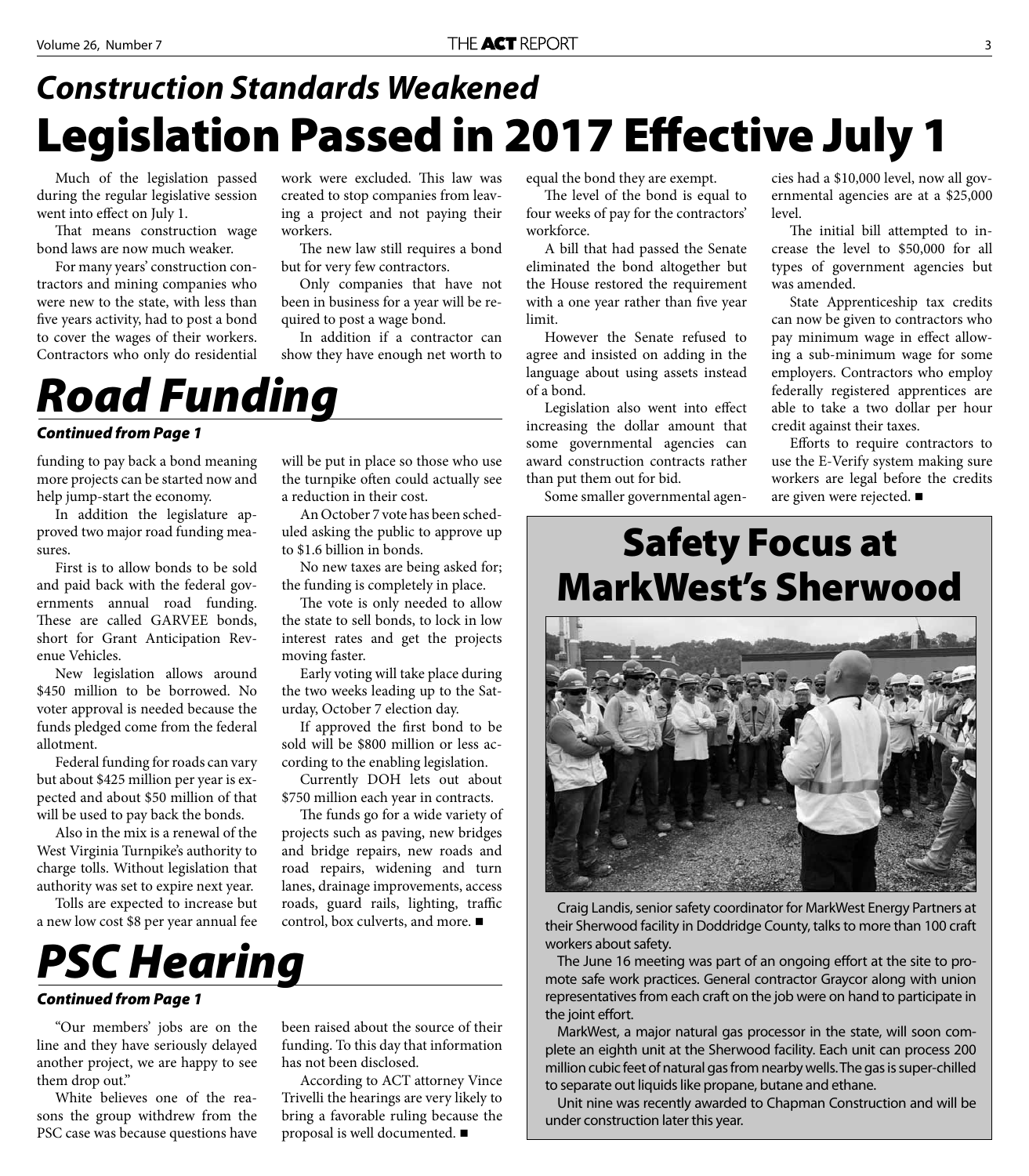## *Construction Standards Weakened*

# Legislation Passed in 2017 Effective July 1

Much of the legislation passed during the regular legislative session went into effect on July 1.

That means construction wage bond laws are now much weaker.

For many years' construction contractors and mining companies who were new to the state, with less than five years activity, had to post a bond to cover the wages of their workers. Contractors who only do residential work were excluded. This law was created to stop companies from leaving a project and not paying their workers.

The new law still requires a bond but for very few contractors.

Only companies that have not been in business for a year will be required to post a wage bond.

In addition if a contractor can show they have enough net worth to equal the bond they are exempt.

The level of the bond is equal to four weeks of pay for the contractors' workforce.

A bill that had passed the Senate eliminated the bond altogether but the House restored the requirement with a one year rather than five year limit.

However the Senate refused to agree and insisted on adding in the language about using assets instead of a bond.

Legislation also went into effect increasing the dollar amount that some governmental agencies can award construction contracts rather than put them out for bid.

Some smaller governmental agencies had a $10,000 level, now all governmental agencies are at a $25,000 level.

The initial bill attempted to increase the level to $50,000 for all types of government agencies but was amended.

State Apprenticeship tax credits can now be given to contractors who pay minimum wage in effect allowing a sub-minimum wage for some employers. Contractors who employ federally registered apprentices are able to take a two dollar per hour credit against their taxes.

Efforts to require contractors to use the E-Verify system making sure workers are legal before the credits are given were rejected. ■

# *Road Funding*

***Continued from Page 1***

funding to pay back a bond meaning more projects can be started now and help jump-start the economy.

In addition the legislature approved two major road funding measures.

First is to allow bonds to be sold and paid back with the federal governments annual road funding. These are called GARVEE bonds, short for Grant Anticipation Revenue Vehicles.

New legislation allows around $450 million to be borrowed. No voter approval is needed because the funds pledged come from the federal allotment.

Federal funding for roads can vary but about $425 million per year is expected and about $50 million of that will be used to pay back the bonds.

Also in the mix is a renewal of the West Virginia Turnpike's authority to charge tolls. Without legislation that authority was set to expire next year.

Tolls are expected to increase but a new low cost $8 per year annual fee will be put in place so those who use the turnpike often could actually see a reduction in their cost.

An October 7 vote has been scheduled asking the public to approve up to $1.6 billion in bonds.

No new taxes are being asked for; the funding is completely in place.

The vote is only needed to allow the state to sell bonds, to lock in low interest rates and get the projects moving faster.

Early voting will take place during the two weeks leading up to the Saturday, October 7 election day.

If approved the first bond to be sold will be $800 million or less according to the enabling legislation.

Currently DOH lets out about $750 million each year in contracts.

The funds go for a wide variety of projects such as paving, new bridges and bridge repairs, new roads and road repairs, widening and turn lanes, drainage improvements, access roads, guard rails, lighting, traffic control, box culverts, and more. ■

# *PSC Hearing*

***Continued from Page 1***

"Our members' jobs are on the line and they have seriously delayed another project, we are happy to see them drop out."

White believes one of the reasons the group withdrew from the PSC case was because questions have been raised about the source of their funding. To this day that information has not been disclosed.

According to ACT attorney Vince Trivelli the hearings are very likely to bring a favorable ruling because the proposal is well documented. ■

# Safety Focus at MarkWest's Sherwood

Craig Landis, senior safety coordinator for MarkWest Energy Partners at their Sherwood facility in Doddridge County, talks to more than 100 craft workers about safety.

The June 16 meeting was part of an ongoing effort at the site to promote safe work practices. General contractor Graycor along with union representatives from each craft on the job were on hand to participate in the joint effort.

MarkWest, a major natural gas processor in the state, will soon complete an eighth unit at the Sherwood facility. Each unit can process 200 million cubic feet of natural gas from nearby wells. The gas is super-chilled to separate out liquids like propane, butane and ethane.

Unit nine was recently awarded to Chapman Construction and will be under construction later this year.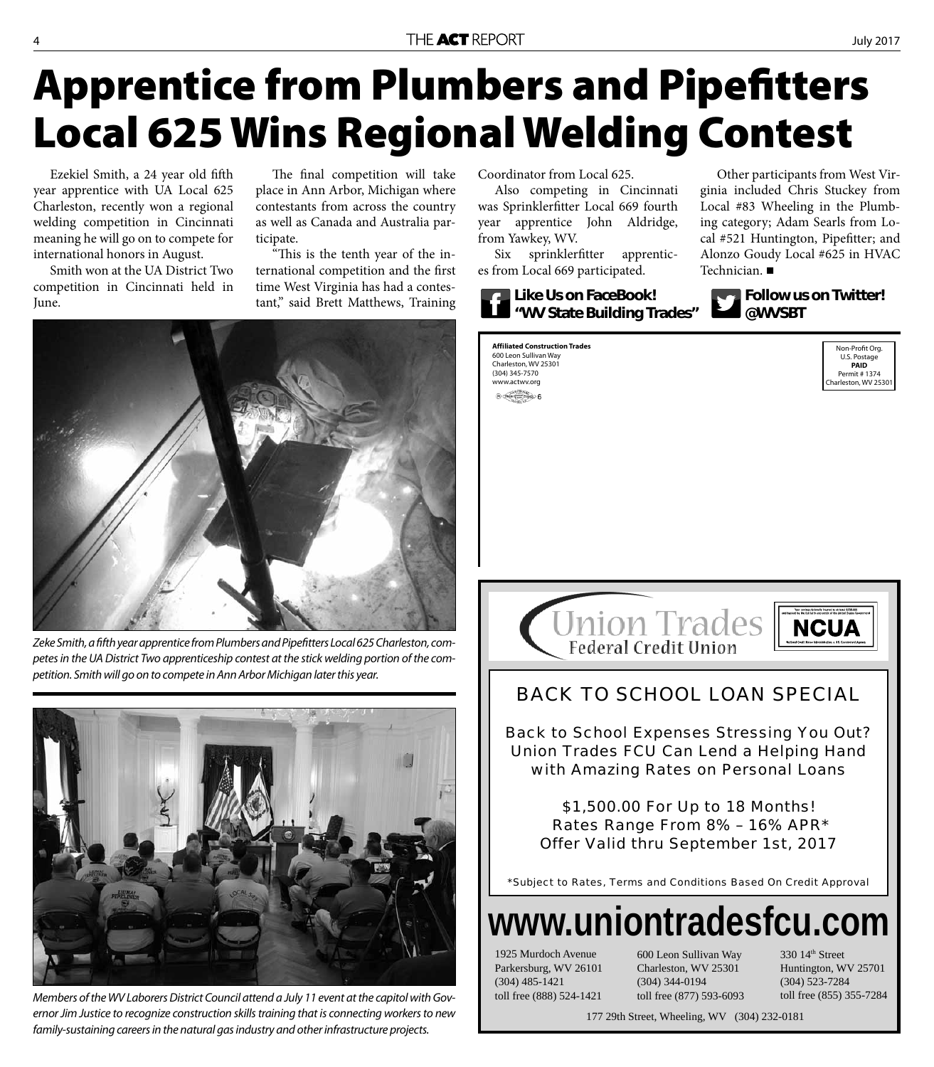# Apprentice from Plumbers and Pipefitters Local 625 Wins Regional Welding Contest

Ezekiel Smith, a 24 year old fifth year apprentice with UA Local 625 Charleston, recently won a regional welding competition in Cincinnati meaning he will go on to compete for international honors in August.

Smith won at the UA District Two competition in Cincinnati held in June.

The final competition will take place in Ann Arbor, Michigan where contestants from across the country as well as Canada and Australia participate.

"This is the tenth year of the international competition and the first time West Virginia has had a contestant," said Brett Matthews, Training Coordinator from Local 625.

Also competing in Cincinnati was Sprinklerfitter Local 669 fourth year apprentice John Aldridge, from Yawkey, WV.

Six sprinklerfitter apprentices from Local 669 participated.

Other participants from West Virginia included Chris Stuckey from Local #83 Wheeling in the Plumbing category; Adam Searls from Local #521 Huntington, Pipefitter; and Alonzo Goudy Local #625 in HVAC Technician. ■

*Zeke Smith, a fifth year apprentice from Plumbers and Pipefitters Local 625 Charleston, competes in the UA District Two apprenticeship contest at the stick welding portion of the competition. Smith will go on to compete in Ann Arbor Michigan later this year.*

*Members of the WV Laborers District Council attend a July 11 event at the capitol with Governor Jim Justice to recognize construction skills training that is connecting workers to new family-sustaining careers in the natural gas industry and other infrastructure projects.*

**Like Us on FaceBook! "WV State Building Trades"**

**Follow us on Twitter! @WVSBT**

**Affiliated Construction Trades**
600 Leon Sullivan Way
Charleston, WV 25301
(304) 345-7570
www.actwv.org

Non-Profit Org.
U.S. Postage
**PAID**
Permit # 1374
Charleston, WV 25301

Union Trades
Federal Credit Union

NCUA

BACK TO SCHOOL LOAN SPECIAL

Back to School Expenses Stressing You Out?
Union Trades FCU Can Lend a Helping Hand
with Amazing Rates on Personal Loans

$1,500.00 For Up to 18 Months!
Rates Range From 8% – 16% APR*
Offer Valid thru September 1st, 2017

*Subject to Rates, Terms and Conditions Based On Credit Approval

**www.uniontradesfcu.com**

1925 Murdoch Avenue
Parkersburg, WV 26101
(304) 485-1421
toll free (888) 524-1421

600 Leon Sullivan Way
Charleston, WV 25301
(304) 344-0194
toll free (877) 593-6093

330 14th Street
Huntington, WV 25701
(304) 523-7284
toll free (855) 355-7284

177 29th Street, Wheeling, WV (304) 232-0181